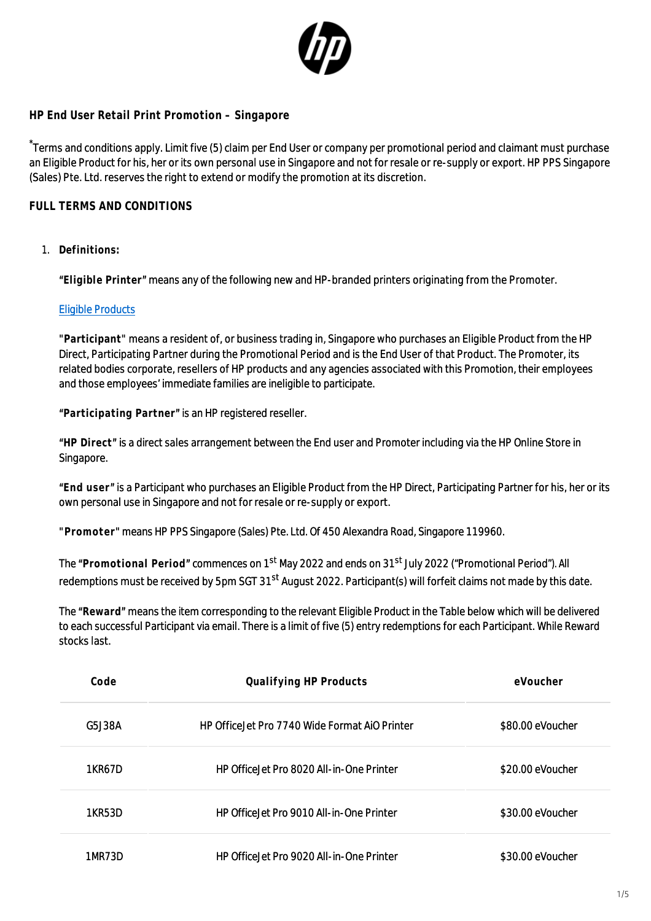## HP End User Retail Print Promotion – Singapore

*Terms and conditions apply. Limit five (5) claim per End User or company per promotional period and claimant must purchase an Eligible Product for his, her or its own personal use in Singapore and not for resale or re-supply or export. HP PPS Singapore (Sales) Pte. Ltd. reserves the right to extend or modify the promotion at its discretion.

## FULL TERMS AND CONDITIONS

1. **Definitions:**

   **"Eligible Printer"** means any of the following new and HP-branded printers originating from the Promoter.

   Eligible Products

   "**Participant**" means a resident of, or business trading in, Singapore who purchases an Eligible Product from the HP Direct, Participating Partner during the Promotional Period and is the End User of that Product. The Promoter, its related bodies corporate, resellers of HP products and any agencies associated with this Promotion, their employees and those employees' immediate families are ineligible to participate.

   **"Participating Partner"** is an HP registered reseller.

   **"HP Direct"** is a direct sales arrangement between the End user and Promoter including via the HP Online Store in Singapore.

   **"End user"** is a Participant who purchases an Eligible Product from the HP Direct, Participating Partner for his, her or its own personal use in Singapore and not for resale or re-supply or export.

   "**Promoter**" means HP PPS Singapore (Sales) Pte. Ltd. Of 450 Alexandra Road, Singapore 119960.

   The **"Promotional Period"** commences on 1st May 2022 and ends on 31st July 2022 ("Promotional Period"). All redemptions must be received by 5pm SGT 31st August 2022. Participant(s) will forfeit claims not made by this date.

   The **"Reward"** means the item corresponding to the relevant Eligible Product in the Table below which will be delivered to each successful Participant via email. There is a limit of five (5) entry redemptions for each Participant. While Reward stocks last.

| Code | Qualifying HP Products | eVoucher |
|---|---|---|
| G5J38A | HP OfficeJet Pro 7740 Wide Format AiO Printer | $80.00 eVoucher |
| 1KR67D | HP OfficeJet Pro 8020 All-in-One Printer | $20.00 eVoucher |
| 1KR53D | HP OfficeJet Pro 9010 All-in-One Printer | $30.00 eVoucher |
| 1MR73D | HP OfficeJet Pro 9020 All-in-One Printer | $30.00 eVoucher |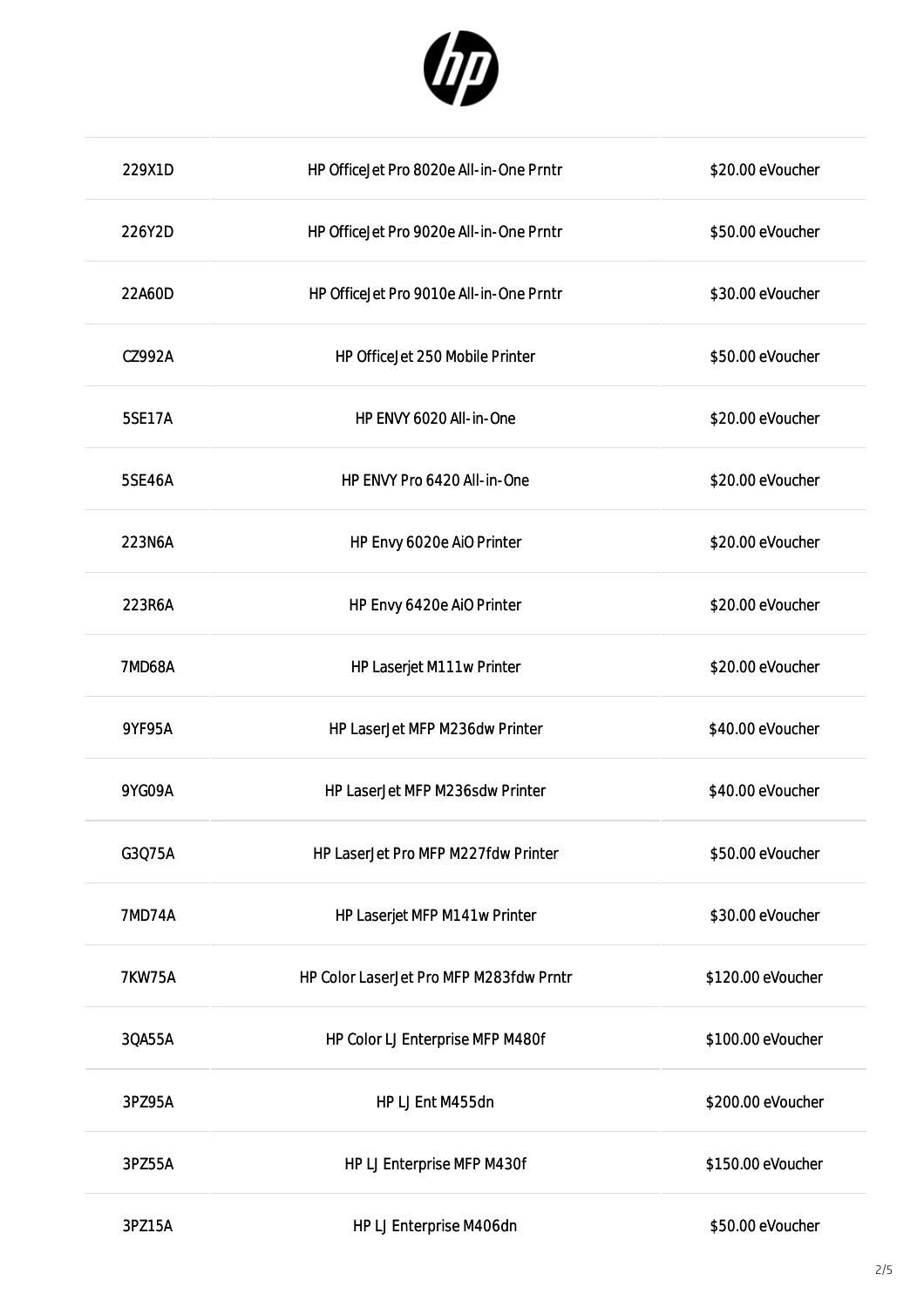| | | |
|---|---|---|
| 229X1D | HP OfficeJet Pro 8020e All-in-One Prntr | $20.00 eVoucher |
| 226Y2D | HP OfficeJet Pro 9020e All-in-One Prntr | $50.00 eVoucher |
| 22A60D | HP OfficeJet Pro 9010e All-in-One Prntr | $30.00 eVoucher |
| CZ992A | HP OfficeJet 250 Mobile Printer | $50.00 eVoucher |
| 5SE17A | HP ENVY 6020 All-in-One | $20.00 eVoucher |
| 5SE46A | HP ENVY Pro 6420 All-in-One | $20.00 eVoucher |
| 223N6A | HP Envy 6020e AiO Printer | $20.00 eVoucher |
| 223R6A | HP Envy 6420e AiO Printer | $20.00 eVoucher |
| 7MD68A | HP Laserjet M111w Printer | $20.00 eVoucher |
| 9YF95A | HP LaserJet MFP M236dw Printer | $40.00 eVoucher |
| 9YG09A | HP LaserJet MFP M236sdw Printer | $40.00 eVoucher |
| G3Q75A | HP LaserJet Pro MFP M227fdw Printer | $50.00 eVoucher |
| 7MD74A | HP Laserjet MFP M141w Printer | $30.00 eVoucher |
| 7KW75A | HP Color LaserJet Pro MFP M283fdw Prntr | $120.00 eVoucher |
| 3QA55A | HP Color LJ Enterprise MFP M480f | $100.00 eVoucher |
| 3PZ95A | HP LJ Ent M455dn | $200.00 eVoucher |
| 3PZ55A | HP LJ Enterprise MFP M430f | $150.00 eVoucher |
| 3PZ15A | HP LJ Enterprise M406dn | $50.00 eVoucher |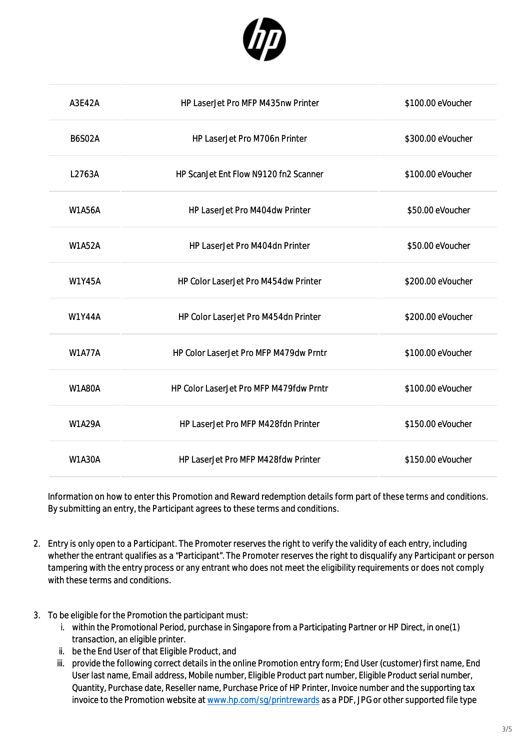| | | |
|---|---|---|
| A3E42A | HP LaserJet Pro MFP M435nw Printer | $100.00 eVoucher |
| B6S02A | HP LaserJet Pro M706n Printer | $300.00 eVoucher |
| L2763A | HP ScanJet Ent Flow N9120 fn2 Scanner | $100.00 eVoucher |
| W1A56A | HP LaserJet Pro M404dw Printer | $50.00 eVoucher |
| W1A52A | HP LaserJet Pro M404dn Printer | $50.00 eVoucher |
| W1Y45A | HP Color LaserJet Pro M454dw Printer | $200.00 eVoucher |
| W1Y44A | HP Color LaserJet Pro M454dn Printer | $200.00 eVoucher |
| W1A77A | HP Color LaserJet Pro MFP M479dw Prntr | $100.00 eVoucher |
| W1A80A | HP Color LaserJet Pro MFP M479fdw Prntr | $100.00 eVoucher |
| W1A29A | HP LaserJet Pro MFP M428fdn Printer | $150.00 eVoucher |
| W1A30A | HP LaserJet Pro MFP M428fdw Printer | $150.00 eVoucher |

Information on how to enter this Promotion and Reward redemption details form part of these terms and conditions. By submitting an entry, the Participant agrees to these terms and conditions.

2. Entry is only open to a Participant. The Promoter reserves the right to verify the validity of each entry, including whether the entrant qualifies as a "Participant". The Promoter reserves the right to disqualify any Participant or person tampering with the entry process or any entrant who does not meet the eligibility requirements or does not comply with these terms and conditions.

3. To be eligible for the Promotion the participant must:
   i. within the Promotional Period, purchase in Singapore from a Participating Partner or HP Direct, in one(1) transaction, an eligible printer.
   ii. be the End User of that Eligible Product, and
   iii. provide the following correct details in the online Promotion entry form; End User (customer) first name, End User last name, Email address, Mobile number, Eligible Product part number, Eligible Product serial number, Quantity, Purchase date, Reseller name, Purchase Price of HP Printer, Invoice number and the supporting tax invoice to the Promotion website at www.hp.com/sg/printrewards as a PDF, JPG or other supported file type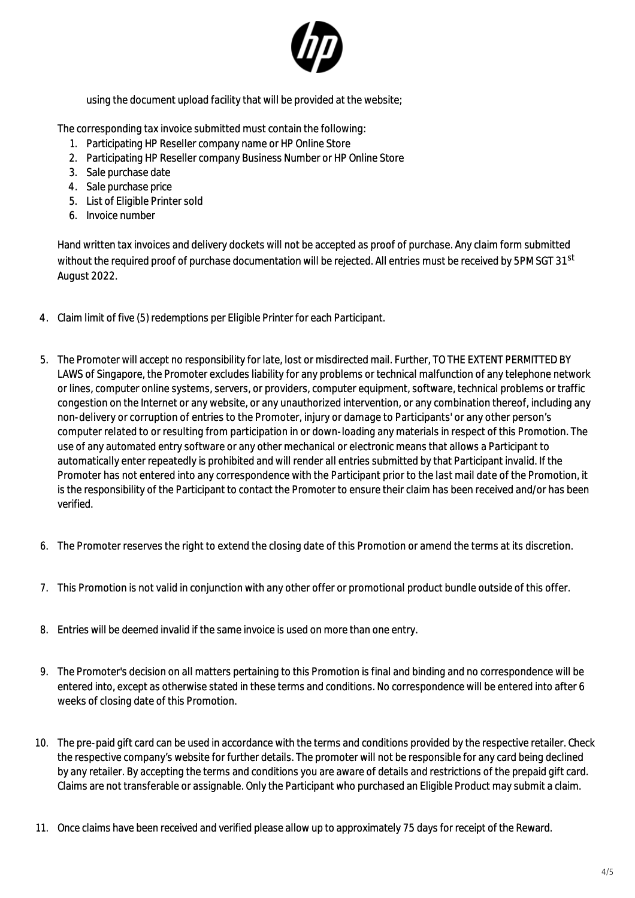using the document upload facility that will be provided at the website;

The corresponding tax invoice submitted must contain the following:

1. Participating HP Reseller company name or HP Online Store
2. Participating HP Reseller company Business Number or HP Online Store
3. Sale purchase date
4. Sale purchase price
5. List of Eligible Printer sold
6. Invoice number

Hand written tax invoices and delivery dockets will not be accepted as proof of purchase. Any claim form submitted without the required proof of purchase documentation will be rejected. All entries must be received by 5PM SGT 31st August 2022.

4. Claim limit of five (5) redemptions per Eligible Printer for each Participant.

5. The Promoter will accept no responsibility for late, lost or misdirected mail. Further, TO THE EXTENT PERMITTED BY LAWS of Singapore, the Promoter excludes liability for any problems or technical malfunction of any telephone network or lines, computer online systems, servers, or providers, computer equipment, software, technical problems or traffic congestion on the Internet or any website, or any unauthorized intervention, or any combination thereof, including any non-delivery or corruption of entries to the Promoter, injury or damage to Participants' or any other person's computer related to or resulting from participation in or down-loading any materials in respect of this Promotion. The use of any automated entry software or any other mechanical or electronic means that allows a Participant to automatically enter repeatedly is prohibited and will render all entries submitted by that Participant invalid. If the Promoter has not entered into any correspondence with the Participant prior to the last mail date of the Promotion, it is the responsibility of the Participant to contact the Promoter to ensure their claim has been received and/or has been verified.

6. The Promoter reserves the right to extend the closing date of this Promotion or amend the terms at its discretion.

7. This Promotion is not valid in conjunction with any other offer or promotional product bundle outside of this offer.

8. Entries will be deemed invalid if the same invoice is used on more than one entry.

9. The Promoter's decision on all matters pertaining to this Promotion is final and binding and no correspondence will be entered into, except as otherwise stated in these terms and conditions. No correspondence will be entered into after 6 weeks of closing date of this Promotion.

10. The pre-paid gift card can be used in accordance with the terms and conditions provided by the respective retailer. Check the respective company's website for further details. The promoter will not be responsible for any card being declined by any retailer. By accepting the terms and conditions you are aware of details and restrictions of the prepaid gift card. Claims are not transferable or assignable. Only the Participant who purchased an Eligible Product may submit a claim.

11. Once claims have been received and verified please allow up to approximately 75 days for receipt of the Reward.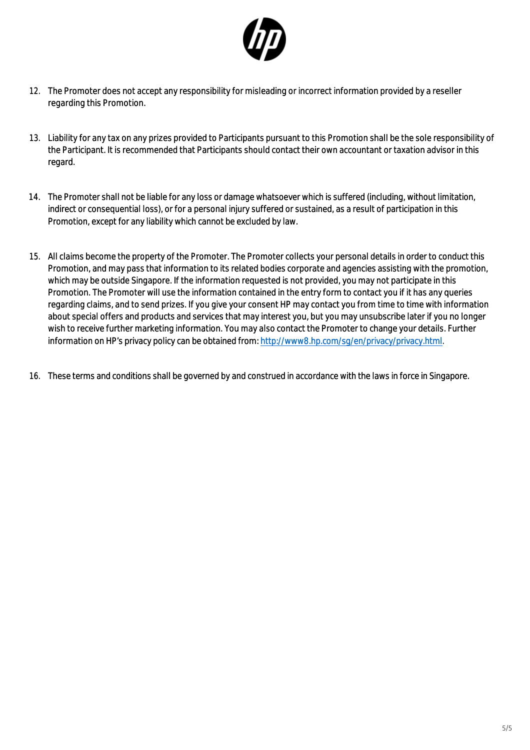12. The Promoter does not accept any responsibility for misleading or incorrect information provided by a reseller regarding this Promotion.

13. Liability for any tax on any prizes provided to Participants pursuant to this Promotion shall be the sole responsibility of the Participant. It is recommended that Participants should contact their own accountant or taxation advisor in this regard.

14. The Promoter shall not be liable for any loss or damage whatsoever which is suffered (including, without limitation, indirect or consequential loss), or for a personal injury suffered or sustained, as a result of participation in this Promotion, except for any liability which cannot be excluded by law.

15. All claims become the property of the Promoter. The Promoter collects your personal details in order to conduct this Promotion, and may pass that information to its related bodies corporate and agencies assisting with the promotion, which may be outside Singapore. If the information requested is not provided, you may not participate in this Promotion. The Promoter will use the information contained in the entry form to contact you if it has any queries regarding claims, and to send prizes. If you give your consent HP may contact you from time to time with information about special offers and products and services that may interest you, but you may unsubscribe later if you no longer wish to receive further marketing information. You may also contact the Promoter to change your details. Further information on HP's privacy policy can be obtained from: http://www8.hp.com/sg/en/privacy/privacy.html.

16. These terms and conditions shall be governed by and construed in accordance with the laws in force in Singapore.